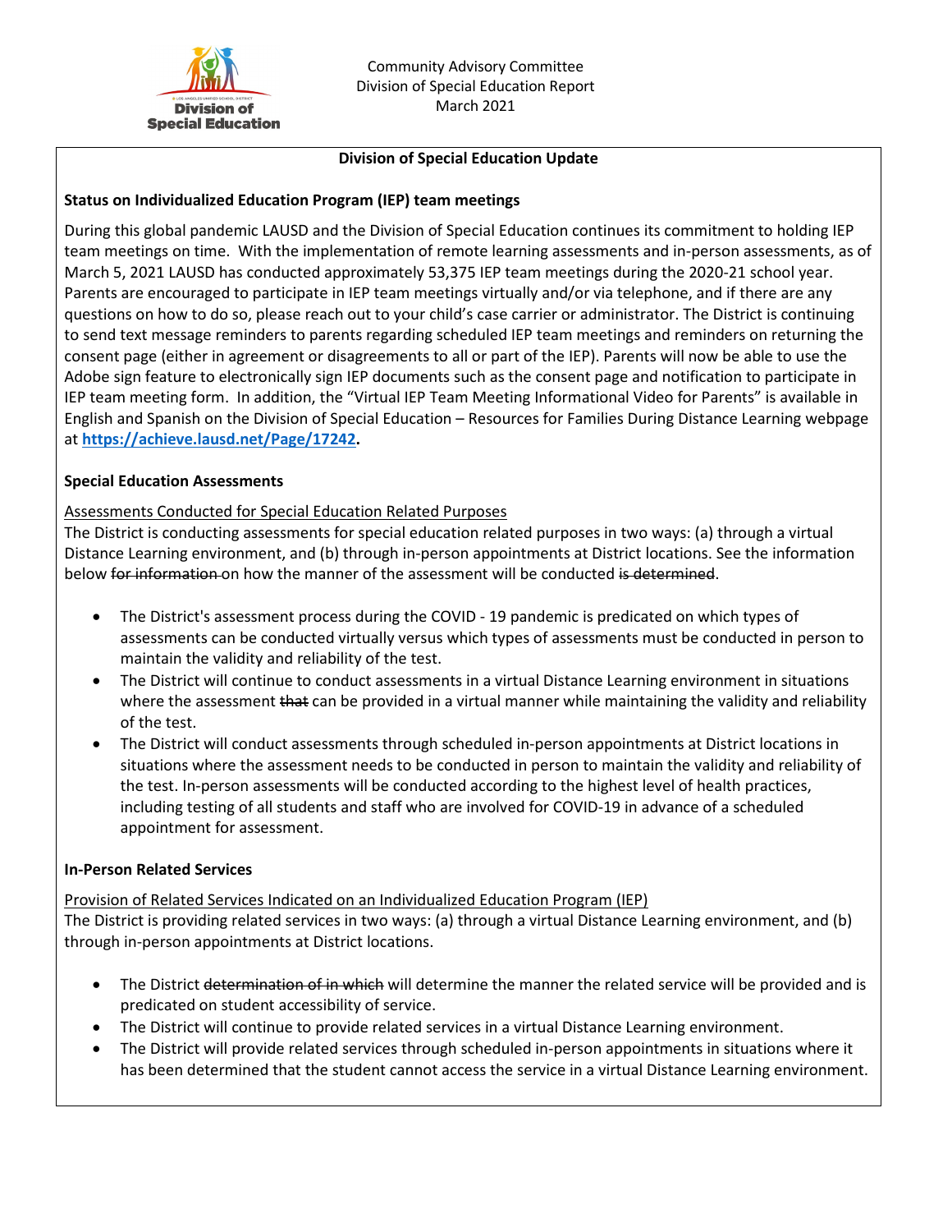Division of Special Education

Community Advisory Committee
Division of Special Education Report
March 2021

**Division of Special Education Update**

**Status on Individualized Education Program (IEP) team meetings**

During this global pandemic LAUSD and the Division of Special Education continues its commitment to holding IEP team meetings on time. With the implementation of remote learning assessments and in-person assessments, as of March 5, 2021 LAUSD has conducted approximately 53,375 IEP team meetings during the 2020-21 school year. Parents are encouraged to participate in IEP team meetings virtually and/or via telephone, and if there are any questions on how to do so, please reach out to your child's case carrier or administrator. The District is continuing to send text message reminders to parents regarding scheduled IEP team meetings and reminders on returning the consent page (either in agreement or disagreements to all or part of the IEP). Parents will now be able to use the Adobe sign feature to electronically sign IEP documents such as the consent page and notification to participate in IEP team meeting form. In addition, the "Virtual IEP Team Meeting Informational Video for Parents" is available in English and Spanish on the Division of Special Education – Resources for Families During Distance Learning webpage at **https://achieve.lausd.net/Page/17242.**

**Special Education Assessments**

Assessments Conducted for Special Education Related Purposes

The District is conducting assessments for special education related purposes in two ways: (a) through a virtual Distance Learning environment, and (b) through in-person appointments at District locations. See the information below ~~for information~~ on how the manner of the assessment will be conducted ~~is determined~~.

- The District's assessment process during the COVID - 19 pandemic is predicated on which types of assessments can be conducted virtually versus which types of assessments must be conducted in person to maintain the validity and reliability of the test.
- The District will continue to conduct assessments in a virtual Distance Learning environment in situations where the assessment ~~that~~ can be provided in a virtual manner while maintaining the validity and reliability of the test.
- The District will conduct assessments through scheduled in-person appointments at District locations in situations where the assessment needs to be conducted in person to maintain the validity and reliability of the test. In-person assessments will be conducted according to the highest level of health practices, including testing of all students and staff who are involved for COVID-19 in advance of a scheduled appointment for assessment.

**In-Person Related Services**

Provision of Related Services Indicated on an Individualized Education Program (IEP)

The District is providing related services in two ways: (a) through a virtual Distance Learning environment, and (b) through in-person appointments at District locations.

- The District ~~determination of in which~~ will determine the manner the related service will be provided and is predicated on student accessibility of service.
- The District will continue to provide related services in a virtual Distance Learning environment.
- The District will provide related services through scheduled in-person appointments in situations where it has been determined that the student cannot access the service in a virtual Distance Learning environment.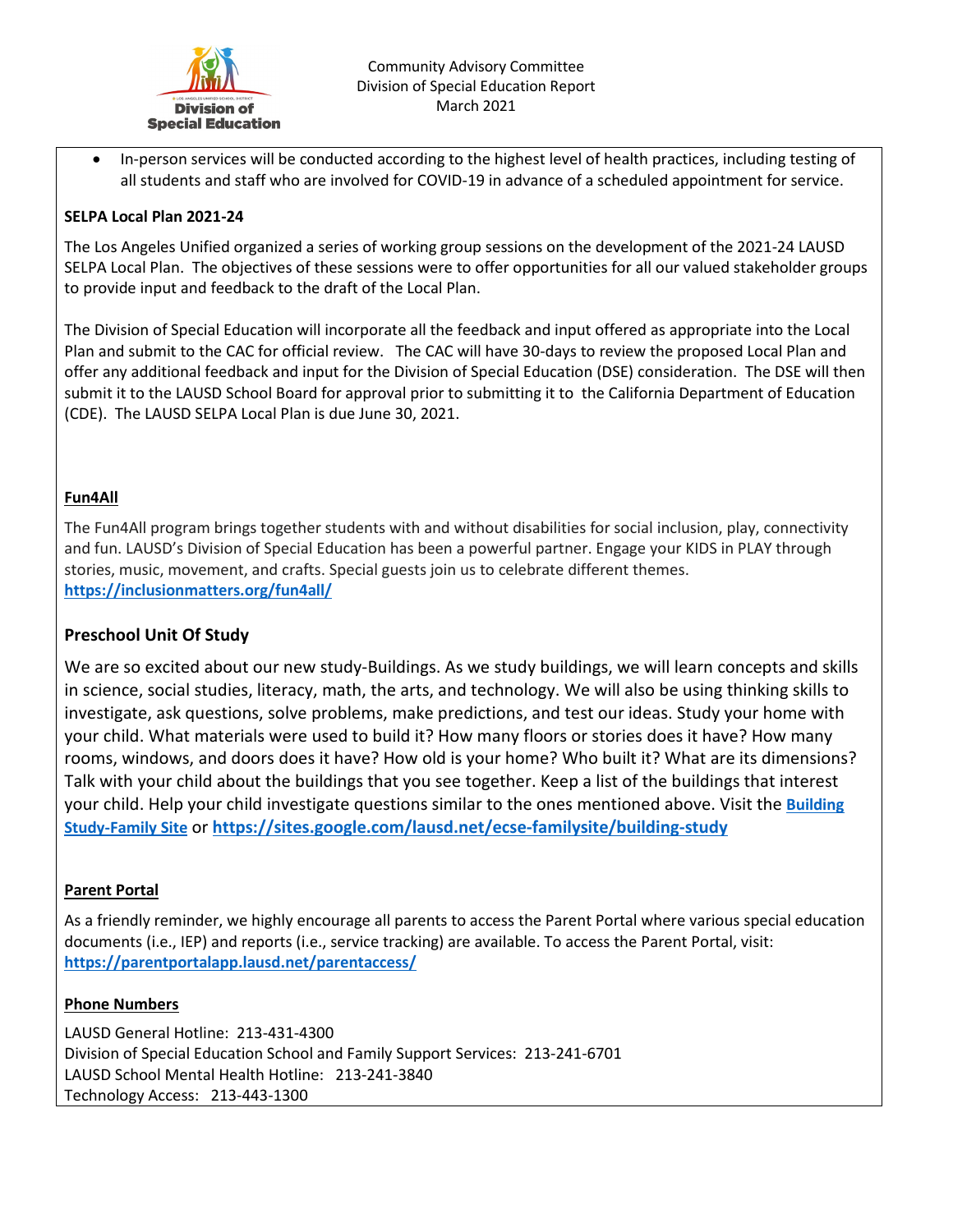- In-person services will be conducted according to the highest level of health practices, including testing of all students and staff who are involved for COVID-19 in advance of a scheduled appointment for service.

**SELPA Local Plan 2021-24**

The Los Angeles Unified organized a series of working group sessions on the development of the 2021-24 LAUSD SELPA Local Plan. The objectives of these sessions were to offer opportunities for all our valued stakeholder groups to provide input and feedback to the draft of the Local Plan.

The Division of Special Education will incorporate all the feedback and input offered as appropriate into the Local Plan and submit to the CAC for official review. The CAC will have 30-days to review the proposed Local Plan and offer any additional feedback and input for the Division of Special Education (DSE) consideration. The DSE will then submit it to the LAUSD School Board for approval prior to submitting it to the California Department of Education (CDE). The LAUSD SELPA Local Plan is due June 30, 2021.

**Fun4All**

The Fun4All program brings together students with and without disabilities for social inclusion, play, connectivity and fun. LAUSD's Division of Special Education has been a powerful partner. Engage your KIDS in PLAY through stories, music, movement, and crafts. Special guests join us to celebrate different themes.
**https://inclusionmatters.org/fun4all/**

## Preschool Unit Of Study

We are so excited about our new study-Buildings. As we study buildings, we will learn concepts and skills in science, social studies, literacy, math, the arts, and technology. We will also be using thinking skills to investigate, ask questions, solve problems, make predictions, and test our ideas. Study your home with your child. What materials were used to build it? How many floors or stories does it have? How many rooms, windows, and doors does it have? How old is your home? Who built it? What are its dimensions? Talk with your child about the buildings that you see together. Keep a list of the buildings that interest your child. Help your child investigate questions similar to the ones mentioned above. Visit the **Building Study-Family Site** or **https://sites.google.com/lausd.net/ecse-familysite/building-study**

**Parent Portal**

As a friendly reminder, we highly encourage all parents to access the Parent Portal where various special education documents (i.e., IEP) and reports (i.e., service tracking) are available. To access the Parent Portal, visit:
**https://parentportalapp.lausd.net/parentaccess/**

**Phone Numbers**

LAUSD General Hotline: 213-431-4300
Division of Special Education School and Family Support Services: 213-241-6701
LAUSD School Mental Health Hotline: 213-241-3840
Technology Access: 213-443-1300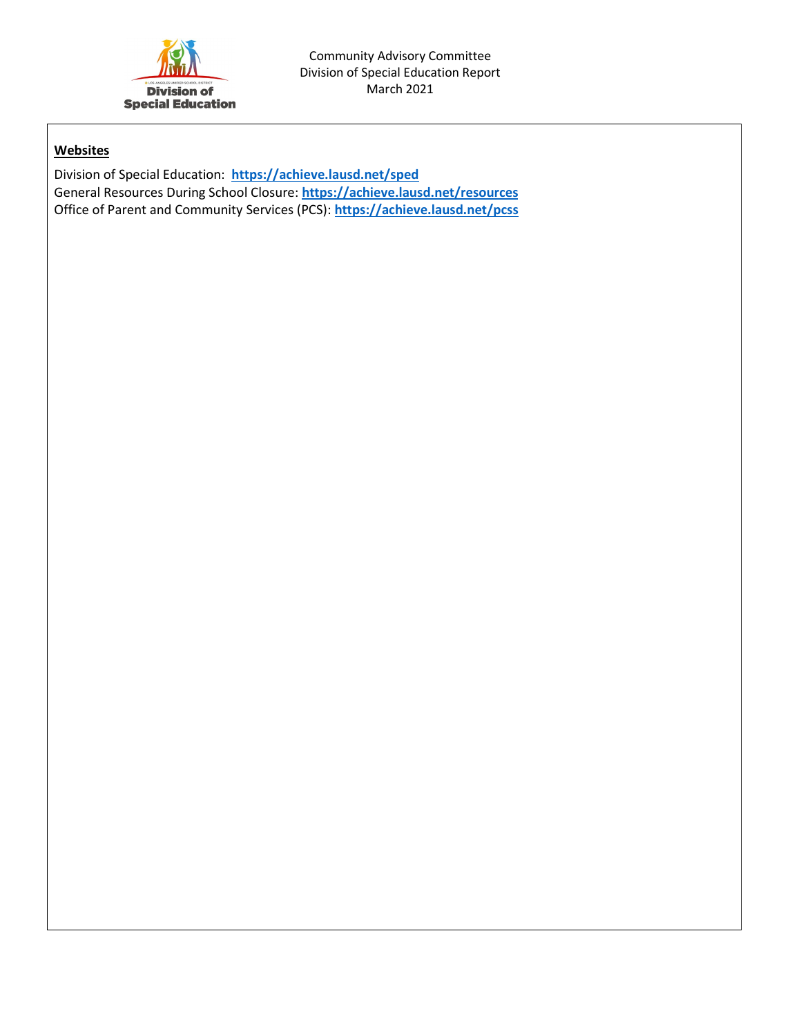Community Advisory Committee
Division of Special Education Report
March 2021

**Websites**

Division of Special Education: **https://achieve.lausd.net/sped**
General Resources During School Closure: **https://achieve.lausd.net/resources**
Office of Parent and Community Services (PCS): **https://achieve.lausd.net/pcss**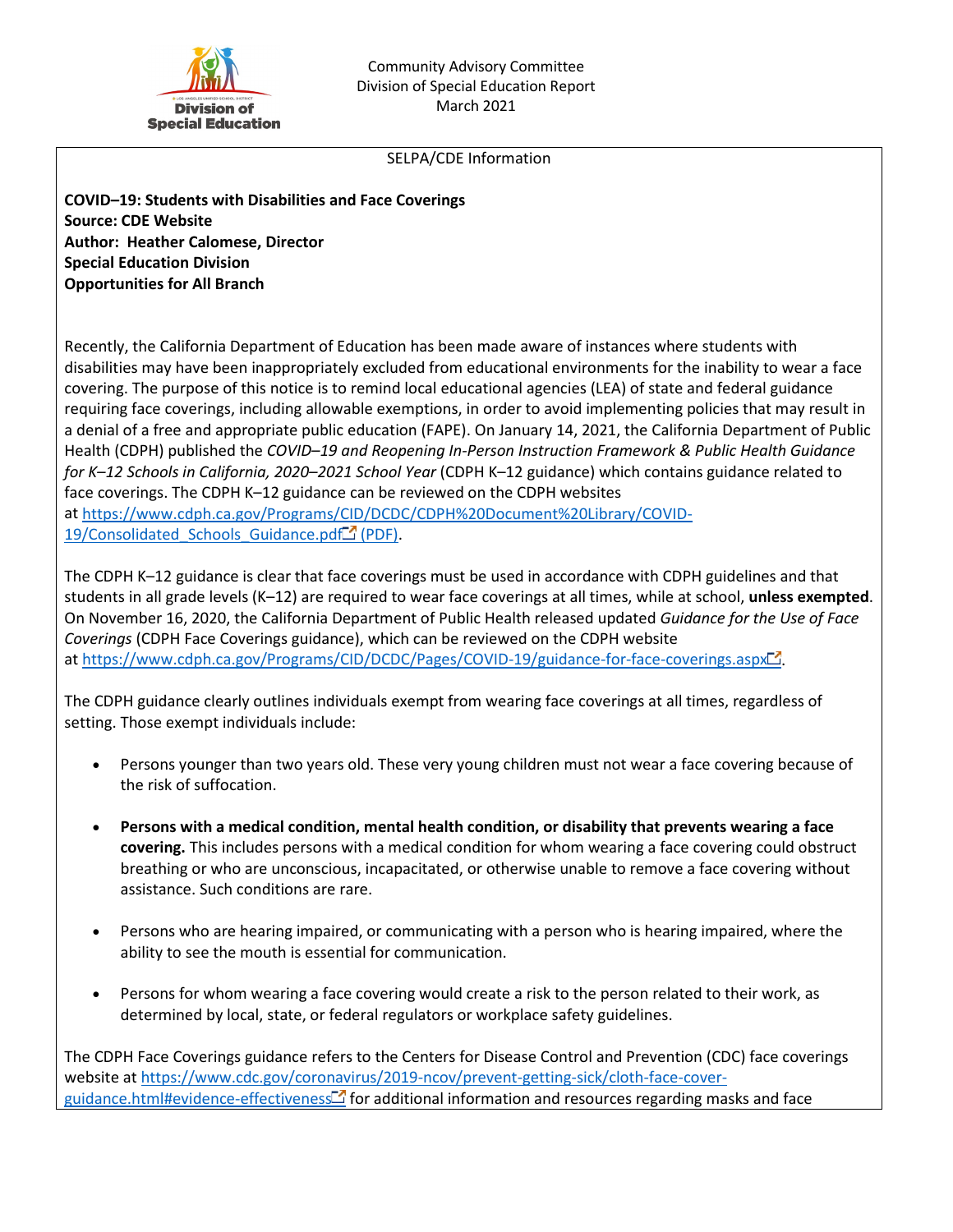Community Advisory Committee
Division of Special Education Report
March 2021

SELPA/CDE Information

**COVID–19: Students with Disabilities and Face Coverings**
**Source: CDE Website**
**Author: Heather Calomese, Director**
**Special Education Division**
**Opportunities for All Branch**

Recently, the California Department of Education has been made aware of instances where students with disabilities may have been inappropriately excluded from educational environments for the inability to wear a face covering. The purpose of this notice is to remind local educational agencies (LEA) of state and federal guidance requiring face coverings, including allowable exemptions, in order to avoid implementing policies that may result in a denial of a free and appropriate public education (FAPE). On January 14, 2021, the California Department of Public Health (CDPH) published the *COVID–19 and Reopening In-Person Instruction Framework & Public Health Guidance for K–12 Schools in California, 2020–2021 School Year* (CDPH K–12 guidance) which contains guidance related to face coverings. The CDPH K–12 guidance can be reviewed on the CDPH websites at https://www.cdph.ca.gov/Programs/CID/DCDC/CDPH%20Document%20Library/COVID-19/Consolidated_Schools_Guidance.pdf (PDF).

The CDPH K–12 guidance is clear that face coverings must be used in accordance with CDPH guidelines and that students in all grade levels (K–12) are required to wear face coverings at all times, while at school, **unless exempted**. On November 16, 2020, the California Department of Public Health released updated *Guidance for the Use of Face Coverings* (CDPH Face Coverings guidance), which can be reviewed on the CDPH website at https://www.cdph.ca.gov/Programs/CID/DCDC/Pages/COVID-19/guidance-for-face-coverings.aspx.

The CDPH guidance clearly outlines individuals exempt from wearing face coverings at all times, regardless of setting. Those exempt individuals include:

- Persons younger than two years old. These very young children must not wear a face covering because of the risk of suffocation.
- **Persons with a medical condition, mental health condition, or disability that prevents wearing a face covering.** This includes persons with a medical condition for whom wearing a face covering could obstruct breathing or who are unconscious, incapacitated, or otherwise unable to remove a face covering without assistance. Such conditions are rare.
- Persons who are hearing impaired, or communicating with a person who is hearing impaired, where the ability to see the mouth is essential for communication.
- Persons for whom wearing a face covering would create a risk to the person related to their work, as determined by local, state, or federal regulators or workplace safety guidelines.

The CDPH Face Coverings guidance refers to the Centers for Disease Control and Prevention (CDC) face coverings website at https://www.cdc.gov/coronavirus/2019-ncov/prevent-getting-sick/cloth-face-cover-guidance.html#evidence-effectiveness for additional information and resources regarding masks and face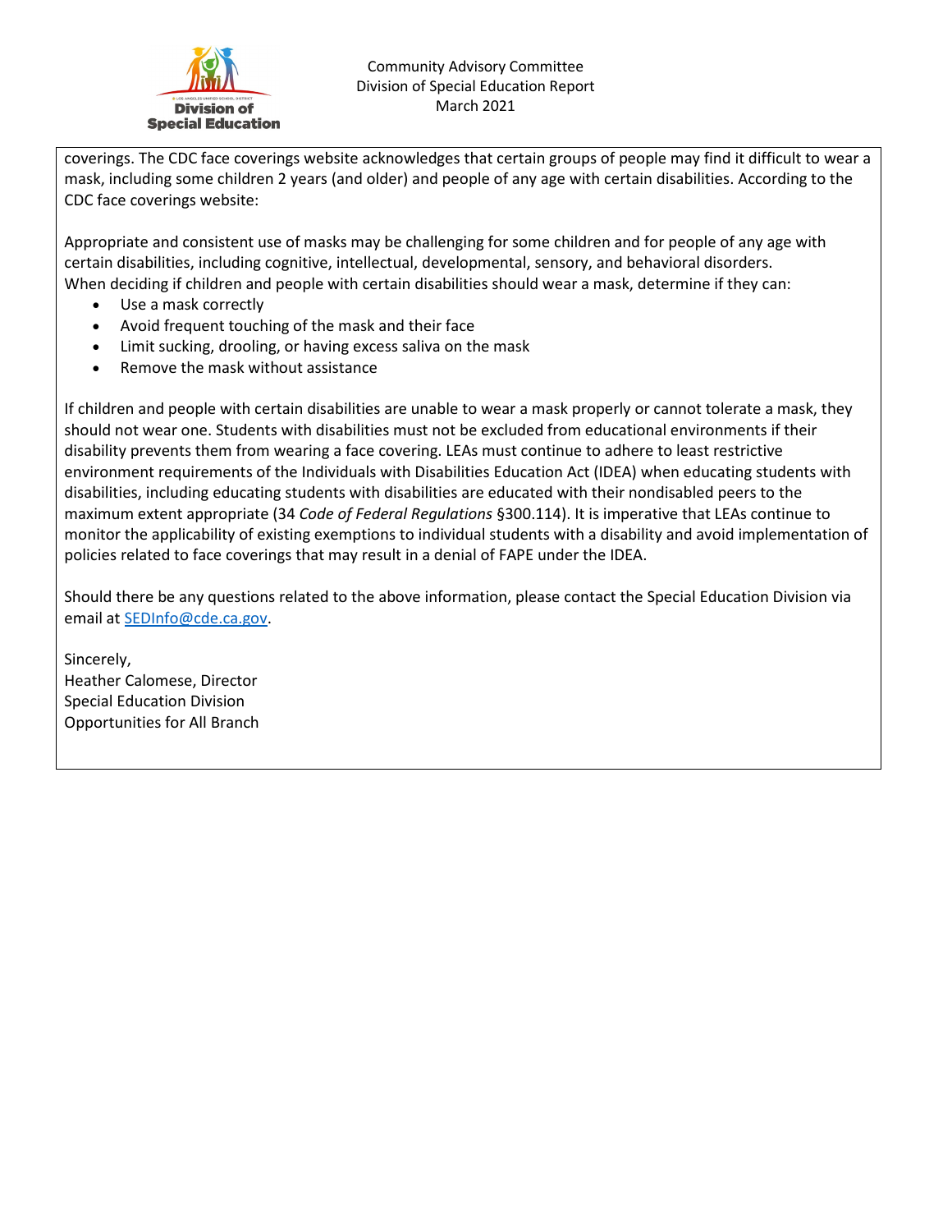coverings. The CDC face coverings website acknowledges that certain groups of people may find it difficult to wear a mask, including some children 2 years (and older) and people of any age with certain disabilities. According to the CDC face coverings website:

Appropriate and consistent use of masks may be challenging for some children and for people of any age with certain disabilities, including cognitive, intellectual, developmental, sensory, and behavioral disorders. When deciding if children and people with certain disabilities should wear a mask, determine if they can:

- Use a mask correctly
- Avoid frequent touching of the mask and their face
- Limit sucking, drooling, or having excess saliva on the mask
- Remove the mask without assistance

If children and people with certain disabilities are unable to wear a mask properly or cannot tolerate a mask, they should not wear one. Students with disabilities must not be excluded from educational environments if their disability prevents them from wearing a face covering. LEAs must continue to adhere to least restrictive environment requirements of the Individuals with Disabilities Education Act (IDEA) when educating students with disabilities, including educating students with disabilities are educated with their nondisabled peers to the maximum extent appropriate (34 *Code of Federal Regulations* §300.114). It is imperative that LEAs continue to monitor the applicability of existing exemptions to individual students with a disability and avoid implementation of policies related to face coverings that may result in a denial of FAPE under the IDEA.

Should there be any questions related to the above information, please contact the Special Education Division via email at SEDInfo@cde.ca.gov.

Sincerely,
Heather Calomese, Director
Special Education Division
Opportunities for All Branch